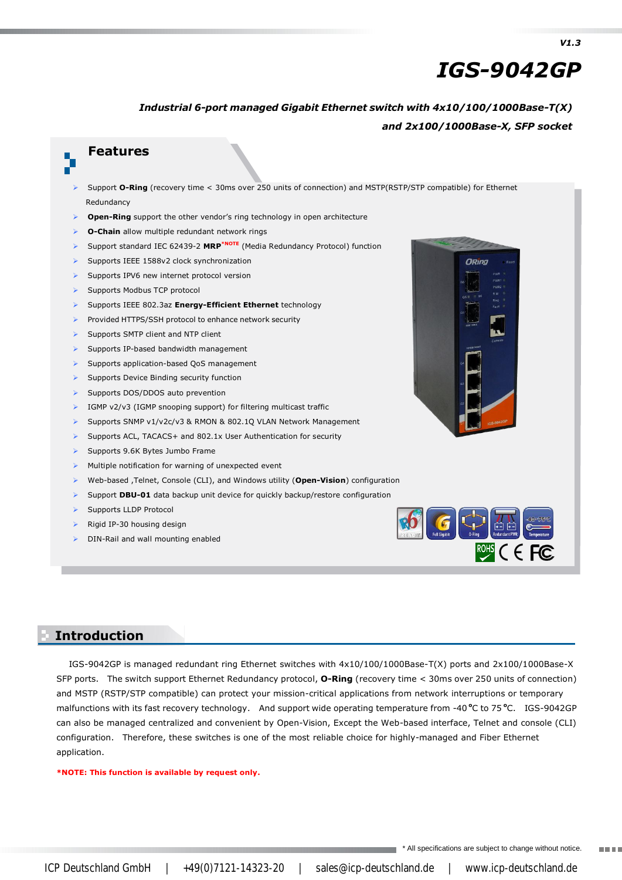V1.3

# IGS-9042GP

***Industrial 6-port managed Gigabit Ethernet switch with 4x10/100/1000Base-T(X) and 2x100/1000Base-X, SFP socket***

## Features

- Support **O-Ring** (recovery time < 30ms over 250 units of connection) and MSTP(RSTP/STP compatible) for Ethernet Redundancy
- **Open-Ring** support the other vendor's ring technology in open architecture
- **O-Chain** allow multiple redundant network rings
- Support standard IEC 62439-2 **MRP***NOTE (Media Redundancy Protocol) function
- Supports IEEE 1588v2 clock synchronization
- Supports IPV6 new internet protocol version
- Supports Modbus TCP protocol
- Supports IEEE 802.3az **Energy-Efficient Ethernet** technology
- Provided HTTPS/SSH protocol to enhance network security
- Supports SMTP client and NTP client
- Supports IP-based bandwidth management
- Supports application-based QoS management
- Supports Device Binding security function
- Supports DOS/DDOS auto prevention
- IGMP v2/v3 (IGMP snooping support) for filtering multicast traffic
- Supports SNMP v1/v2c/v3 & RMON & 802.1Q VLAN Network Management
- Supports ACL, TACACS+ and 802.1x User Authentication for security
- Supports 9.6K Bytes Jumbo Frame
- Multiple notification for warning of unexpected event
- Web-based ,Telnet, Console (CLI), and Windows utility (**Open-Vision**) configuration
- Support **DBU-01** data backup unit device for quickly backup/restore configuration
- Supports LLDP Protocol
- Rigid IP-30 housing design
- DIN-Rail and wall mounting enabled

## Introduction

IGS-9042GP is managed redundant ring Ethernet switches with 4x10/100/1000Base-T(X) ports and 2x100/1000Base-X SFP ports. The switch support Ethernet Redundancy protocol, **O-Ring** (recovery time < 30ms over 250 units of connection) and MSTP (RSTP/STP compatible) can protect your mission-critical applications from network interruptions or temporary malfunctions with its fast recovery technology. And support wide operating temperature from -40℃ to 75℃. IGS-9042GP can also be managed centralized and convenient by Open-Vision, Except the Web-based interface, Telnet and console (CLI) configuration. Therefore, these switches is one of the most reliable choice for highly-managed and Fiber Ethernet application.

***NOTE: This function is available by request only.**

* All specifications are subject to change without notice.

ICP Deutschland GmbH | +49(0)7121-14323-20 | sales@icp-deutschland.de | www.icp-deutschland.de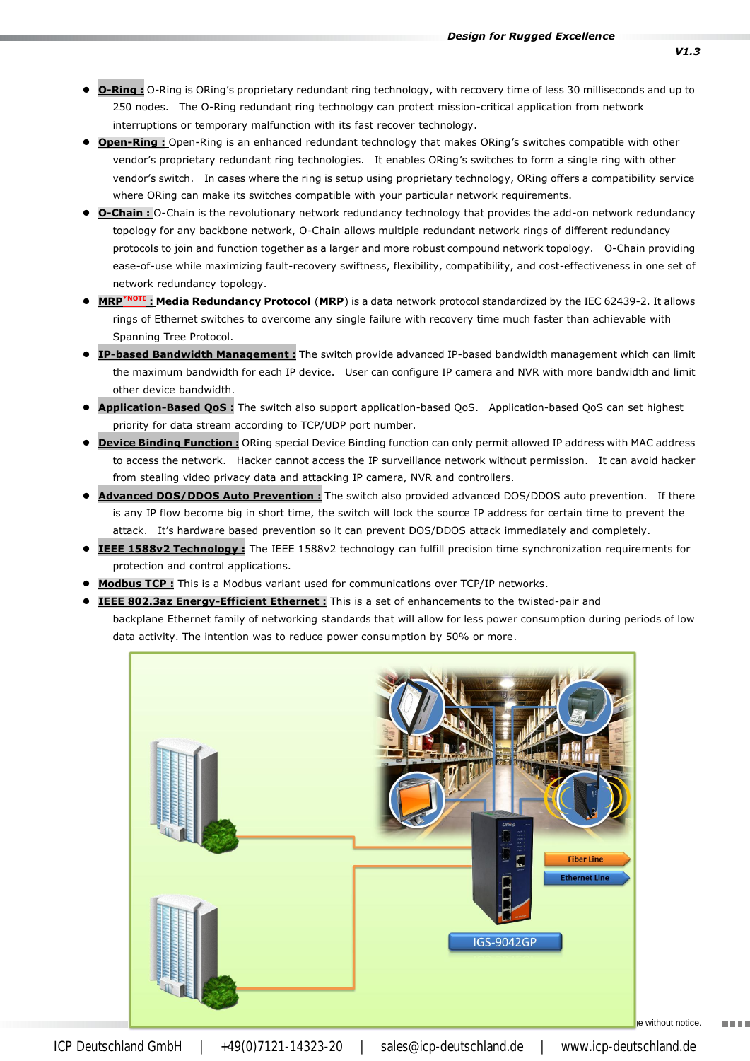- **O-Ring :** O-Ring is ORing's proprietary redundant ring technology, with recovery time of less 30 milliseconds and up to 250 nodes. The O-Ring redundant ring technology can protect mission-critical application from network interruptions or temporary malfunction with its fast recover technology.
- **Open-Ring :** Open-Ring is an enhanced redundant technology that makes ORing's switches compatible with other vendor's proprietary redundant ring technologies. It enables ORing's switches to form a single ring with other vendor's switch. In cases where the ring is setup using proprietary technology, ORing offers a compatibility service where ORing can make its switches compatible with your particular network requirements.
- **O-Chain :** O-Chain is the revolutionary network redundancy technology that provides the add-on network redundancy topology for any backbone network, O-Chain allows multiple redundant network rings of different redundancy protocols to join and function together as a larger and more robust compound network topology. O-Chain providing ease-of-use while maximizing fault-recovery swiftness, flexibility, compatibility, and cost-effectiveness in one set of network redundancy topology.
- **MRP*NOTE : Media Redundancy Protocol** (**MRP**) is a data network protocol standardized by the IEC 62439-2. It allows rings of Ethernet switches to overcome any single failure with recovery time much faster than achievable with Spanning Tree Protocol.
- **IP-based Bandwidth Management :** The switch provide advanced IP-based bandwidth management which can limit the maximum bandwidth for each IP device. User can configure IP camera and NVR with more bandwidth and limit other device bandwidth.
- **Application-Based QoS :** The switch also support application-based QoS. Application-based QoS can set highest priority for data stream according to TCP/UDP port number.
- **Device Binding Function :** ORing special Device Binding function can only permit allowed IP address with MAC address to access the network. Hacker cannot access the IP surveillance network without permission. It can avoid hacker from stealing video privacy data and attacking IP camera, NVR and controllers.
- **Advanced DOS/DDOS Auto Prevention :** The switch also provided advanced DOS/DDOS auto prevention. If there is any IP flow become big in short time, the switch will lock the source IP address for certain time to prevent the attack. It's hardware based prevention so it can prevent DOS/DDOS attack immediately and completely.
- **IEEE 1588v2 Technology :** The IEEE 1588v2 technology can fulfill precision time synchronization requirements for protection and control applications.
- **Modbus TCP :** This is a Modbus variant used for communications over TCP/IP networks.
- **IEEE 802.3az Energy-Efficient Ethernet :** This is a set of enhancements to the twisted-pair and backplane Ethernet family of networking standards that will allow for less power consumption during periods of low data activity. The intention was to reduce power consumption by 50% or more.

Fiber Line

Ethernet Line

IGS-9042GP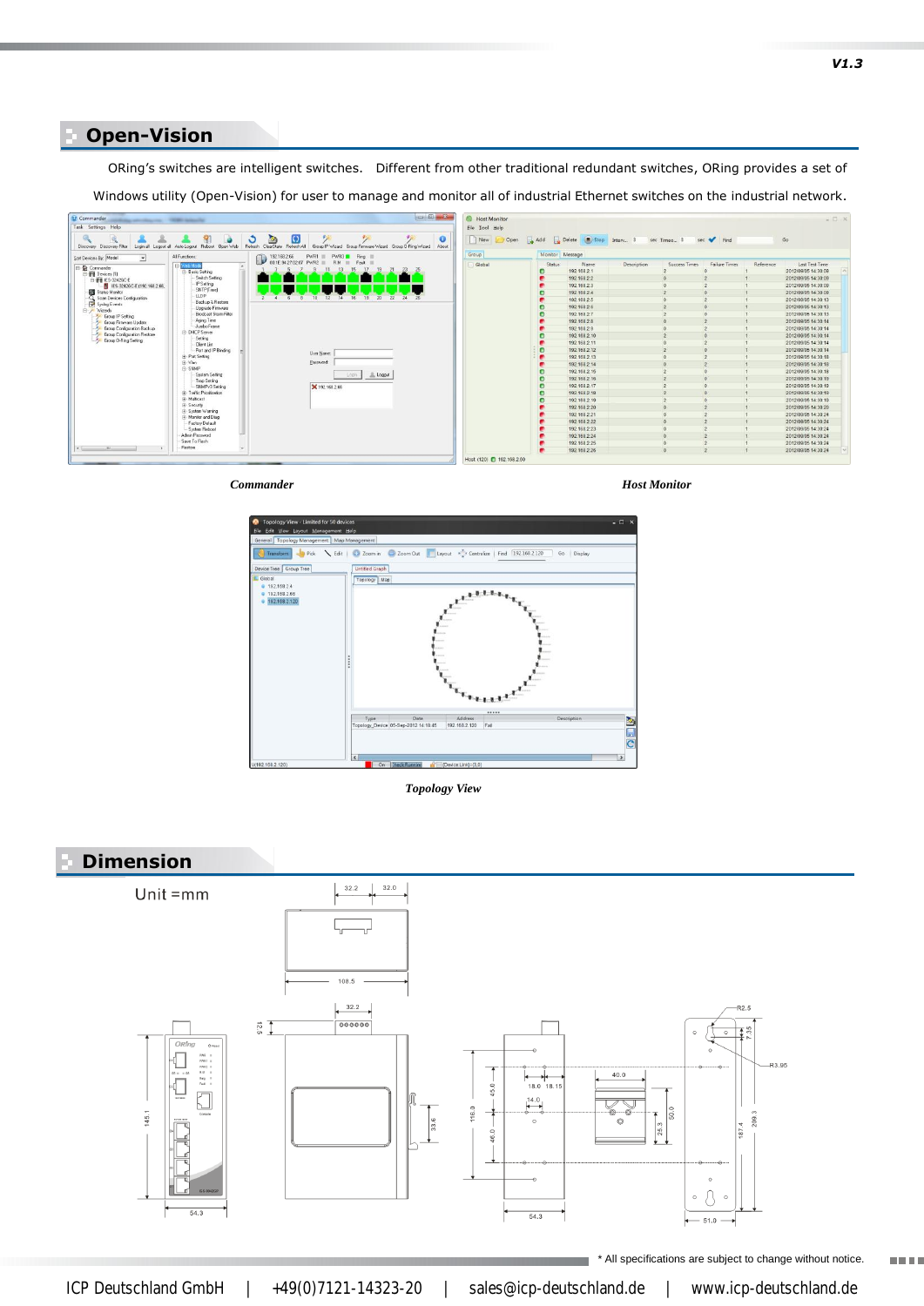## Open-Vision

ORing's switches are intelligent switches. Different from other traditional redundant switches, ORing provides a set of Windows utility (Open-Vision) for user to manage and monitor all of industrial Ethernet switches on the industrial network.

*Commander*

*Host Monitor*

*Topology View*

## Dimension

Unit =mm

* All specifications are subject to change without notice.

ICP Deutschland GmbH | +49(0)7121-14323-20 | sales@icp-deutschland.de | www.icp-deutschland.de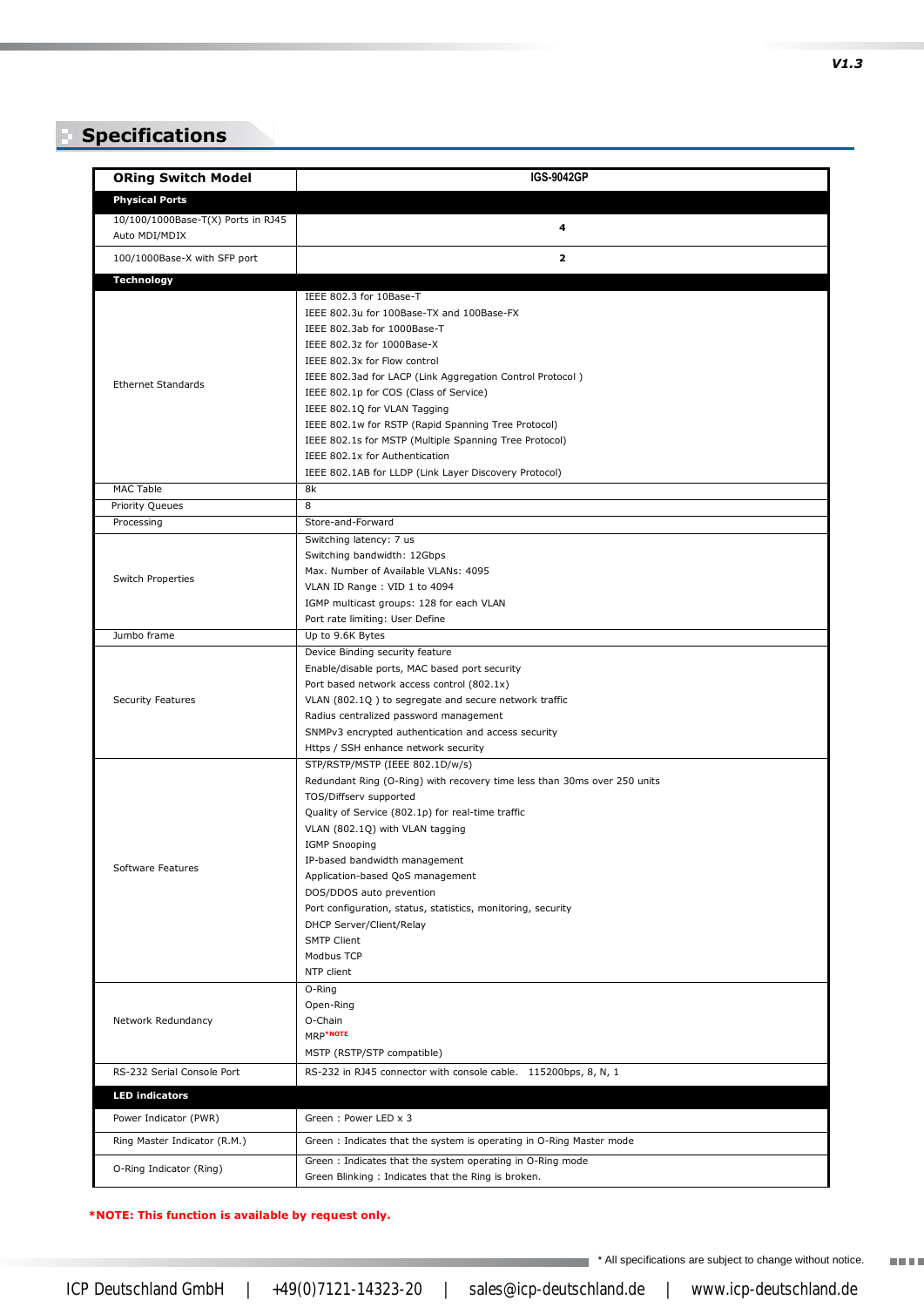## Specifications

| ORing Switch Model | IGS-9042GP |
|---|---|
| **Physical Ports** | |
| 10/100/1000Base-T(X) Ports in RJ45 Auto MDI/MDIX | 4 |
| 100/1000Base-X with SFP port | 2 |
| **Technology** | |
| Ethernet Standards | IEEE 802.3 for 10Base-T<br>IEEE 802.3u for 100Base-TX and 100Base-FX<br>IEEE 802.3ab for 1000Base-T<br>IEEE 802.3z for 1000Base-X<br>IEEE 802.3x for Flow control<br>IEEE 802.3ad for LACP (Link Aggregation Control Protocol )<br>IEEE 802.1p for COS (Class of Service)<br>IEEE 802.1Q for VLAN Tagging<br>IEEE 802.1w for RSTP (Rapid Spanning Tree Protocol)<br>IEEE 802.1s for MSTP (Multiple Spanning Tree Protocol)<br>IEEE 802.1x for Authentication<br>IEEE 802.1AB for LLDP (Link Layer Discovery Protocol) |
| MAC Table | 8k |
| Priority Queues | 8 |
| Processing | Store-and-Forward |
| Switch Properties | Switching latency: 7 us<br>Switching bandwidth: 12Gbps<br>Max. Number of Available VLANs: 4095<br>VLAN ID Range : VID 1 to 4094<br>IGMP multicast groups: 128 for each VLAN<br>Port rate limiting: User Define |
| Jumbo frame | Up to 9.6K Bytes |
| Security Features | Device Binding security feature<br>Enable/disable ports, MAC based port security<br>Port based network access control (802.1x)<br>VLAN (802.1Q ) to segregate and secure network traffic<br>Radius centralized password management<br>SNMPv3 encrypted authentication and access security<br>Https / SSH enhance network security |
| Software Features | STP/RSTP/MSTP (IEEE 802.1D/w/s)<br>Redundant Ring (O-Ring) with recovery time less than 30ms over 250 units<br>TOS/Diffserv supported<br>Quality of Service (802.1p) for real-time traffic<br>VLAN (802.1Q) with VLAN tagging<br>IGMP Snooping<br>IP-based bandwidth management<br>Application-based QoS management<br>DOS/DDOS auto prevention<br>Port configuration, status, statistics, monitoring, security<br>DHCP Server/Client/Relay<br>SMTP Client<br>Modbus TCP<br>NTP client |
| Network Redundancy | O-Ring<br>Open-Ring<br>O-Chain<br>MRP*NOTE<br>MSTP (RSTP/STP compatible) |
| RS-232 Serial Console Port | RS-232 in RJ45 connector with console cable. 115200bps, 8, N, 1 |
| **LED indicators** | |
| Power Indicator (PWR) | Green : Power LED x 3 |
| Ring Master Indicator (R.M.) | Green : Indicates that the system is operating in O-Ring Master mode |
| O-Ring Indicator (Ring) | Green : Indicates that the system operating in O-Ring mode<br>Green Blinking : Indicates that the Ring is broken. |

***NOTE: This function is available by request only.**

* All specifications are subject to change without notice.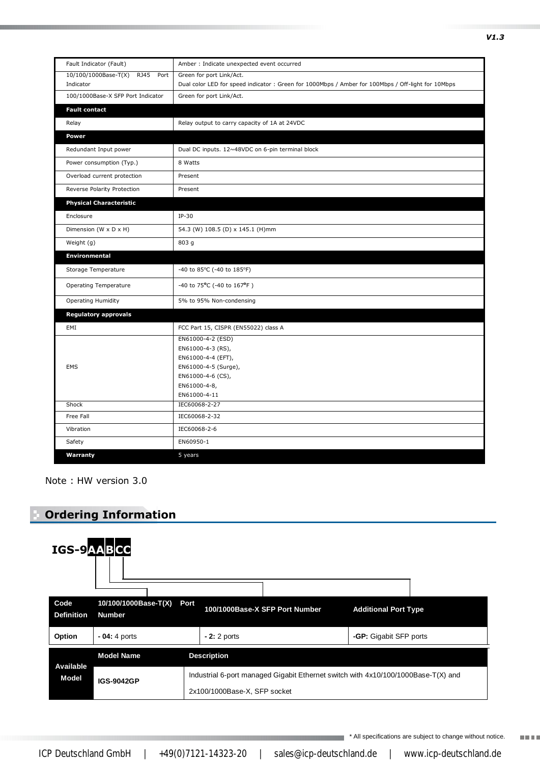| | |
|---|---|
| Fault Indicator (Fault) | Amber : Indicate unexpected event occurred |
| 10/100/1000Base-T(X) RJ45 Port Indicator | Green for port Link/Act.<br>Dual color LED for speed indicator : Green for 1000Mbps / Amber for 100Mbps / Off-light for 10Mbps |
| 100/1000Base-X SFP Port Indicator | Green for port Link/Act. |
| **Fault contact** | |
| Relay | Relay output to carry capacity of 1A at 24VDC |
| **Power** | |
| Redundant Input power | Dual DC inputs. 12~48VDC on 6-pin terminal block |
| Power consumption (Typ.) | 8 Watts |
| Overload current protection | Present |
| Reverse Polarity Protection | Present |
| **Physical Characteristic** | |
| Enclosure | IP-30 |
| Dimension (W x D x H) | 54.3 (W) 108.5 (D) x 145.1 (H)mm |
| Weight (g) | 803 g |
| **Environmental** | |
| Storage Temperature | -40 to 85°C (-40 to 185°F) |
| Operating Temperature | -40 to 75°C (-40 to 167°F ) |
| Operating Humidity | 5% to 95% Non-condensing |
| **Regulatory approvals** | |
| EMI | FCC Part 15, CISPR (EN55022) class A |
| EMS | EN61000-4-2 (ESD)<br>EN61000-4-3 (RS),<br>EN61000-4-4 (EFT),<br>EN61000-4-5 (Surge),<br>EN61000-4-6 (CS),<br>EN61000-4-8,<br>EN61000-4-11 |
| Shock | IEC60068-2-27 |
| Free Fall | IEC60068-2-32 |
| Vibration | IEC60068-2-6 |
| Safety | EN60950-1 |
| **Warranty** | 5 years |

Note : HW version 3.0

## Ordering Information

**IGS-9AABCC**

| Code Definition | 10/100/1000Base-T(X) Port Number | 100/1000Base-X SFP Port Number | Additional Port Type |
|---|---|---|---|
| Option | **- 04:** 4 ports | **- 2:** 2 ports | **-GP:** Gigabit SFP ports |

| Available Model | Model Name | Description |
|---|---|---|
| | **IGS-9042GP** | Industrial 6-port managed Gigabit Ethernet switch with 4x10/100/1000Base-T(X) and 2x100/1000Base-X, SFP socket |

* All specifications are subject to change without notice.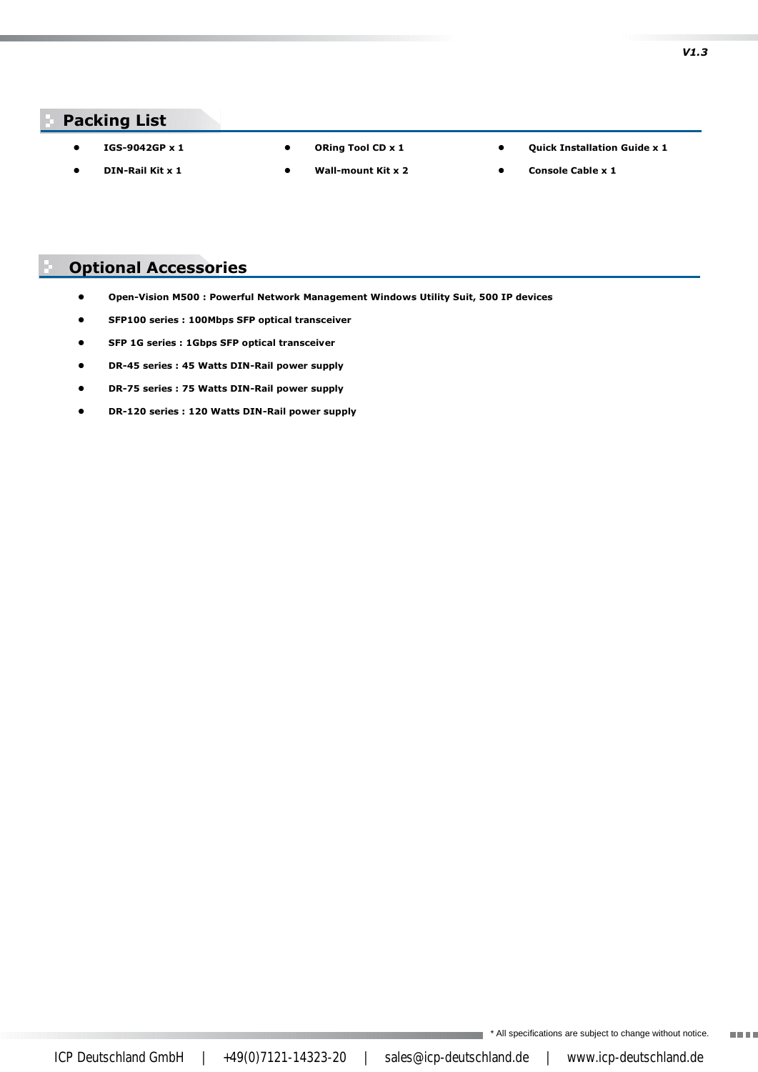## Packing List

- **IGS-9042GP x 1**
- **ORing Tool CD x 1**
- **Quick Installation Guide x 1**
- **DIN-Rail Kit x 1**
- **Wall-mount Kit x 2**
- **Console Cable x 1**

## Optional Accessories

- **Open-Vision M500 : Powerful Network Management Windows Utility Suit, 500 IP devices**
- **SFP100 series : 100Mbps SFP optical transceiver**
- **SFP 1G series : 1Gbps SFP optical transceiver**
- **DR-45 series : 45 Watts DIN-Rail power supply**
- **DR-75 series : 75 Watts DIN-Rail power supply**
- **DR-120 series : 120 Watts DIN-Rail power supply**

* All specifications are subject to change without notice.